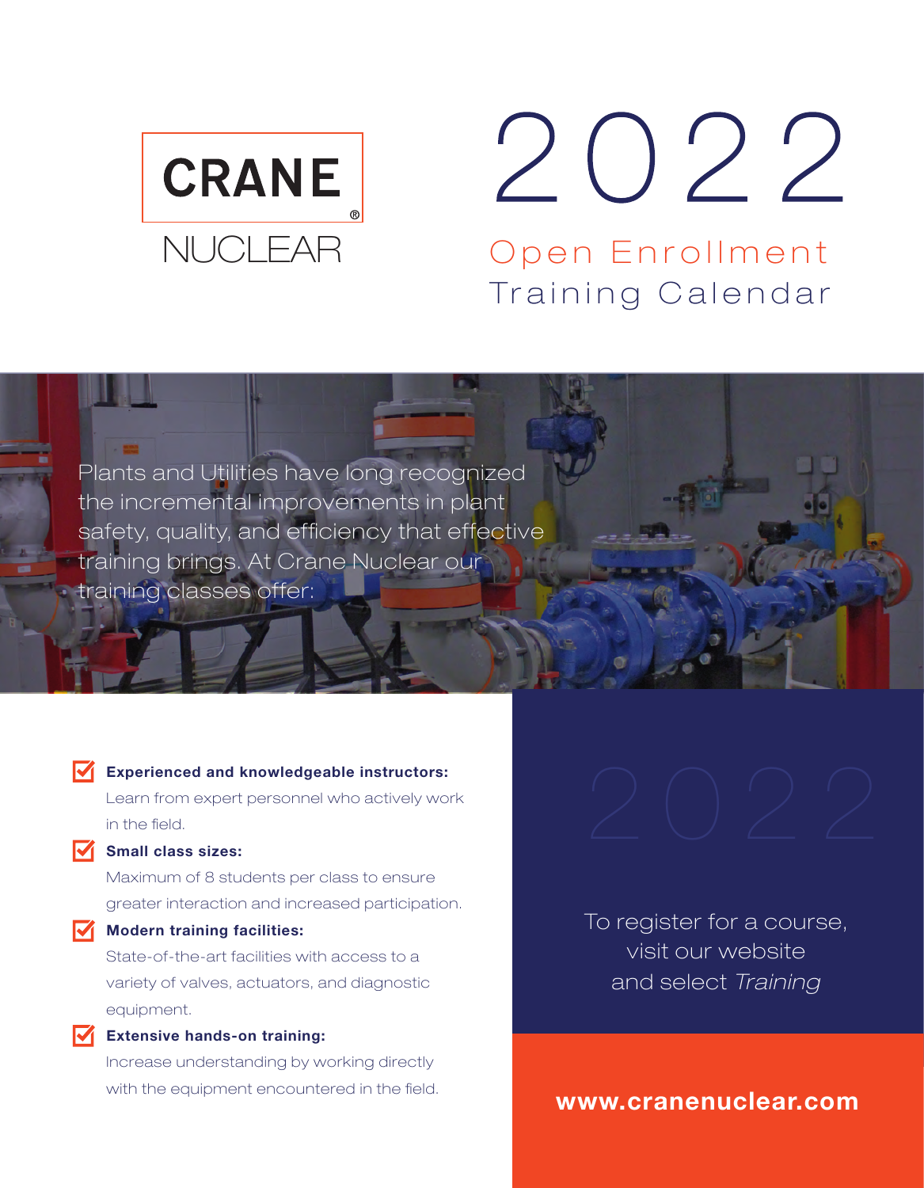CRANE®

NUCLEAR

# 2022

## Open Enrollment Training Calendar

Plants and Utilities have long recognized the incremental improvements in plant safety, quality, and efficiency that effective training brings. At Crane Nuclear our training classes offer:

- **Experienced and knowledgeable instructors:** Learn from expert personnel who actively work in the field.
- **Small class sizes:** Maximum of 8 students per class to ensure greater interaction and increased participation.
- **Modern training facilities:** State-of-the-art facilities with access to a variety of valves, actuators, and diagnostic equipment.
- **Extensive hands-on training:** Increase understanding by working directly with the equipment encountered in the field.

2022

To register for a course, visit our website and select *Training*

**www.cranenuclear.com**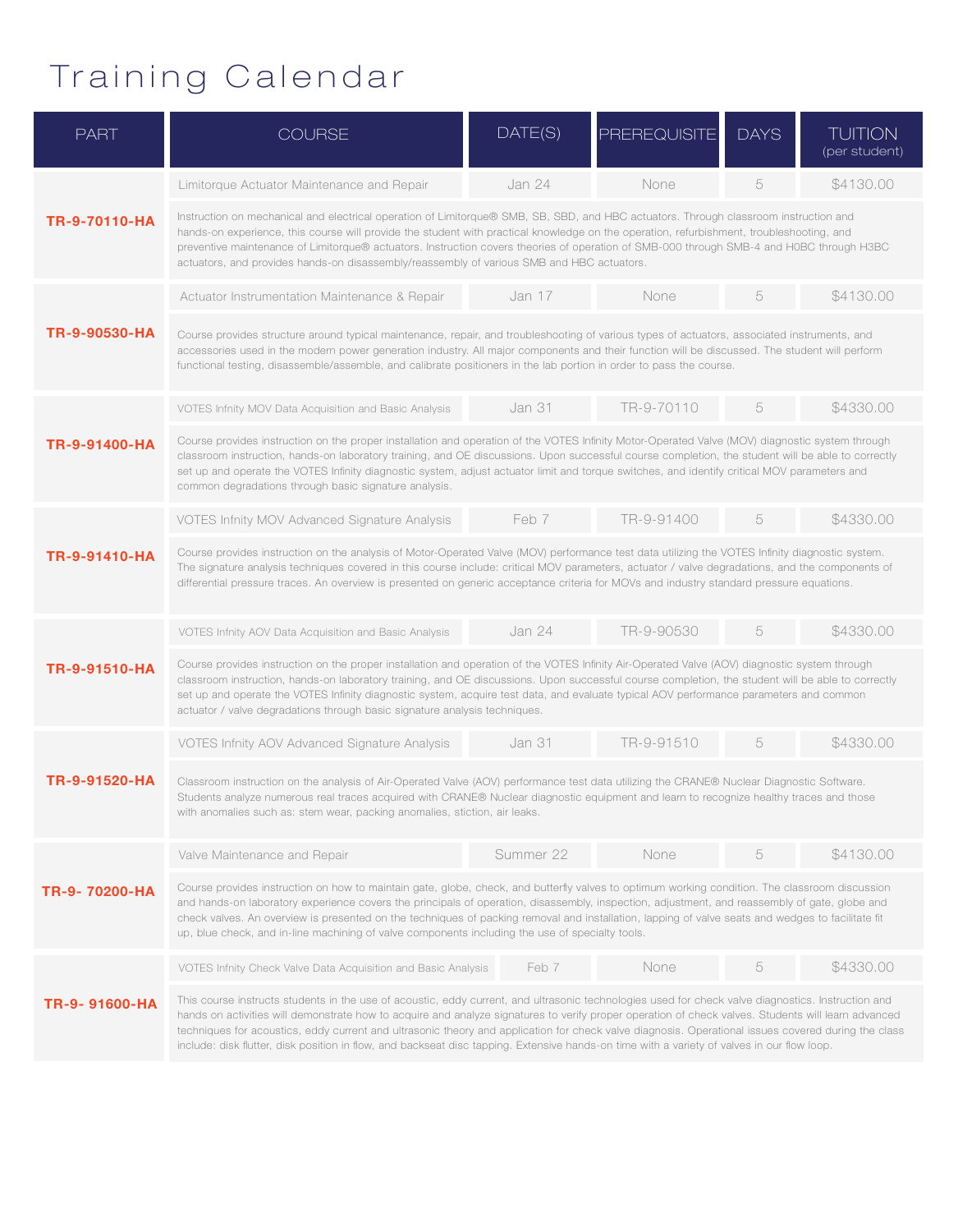# Training Calendar

| PART | COURSE | DATE(S) | PREREQUISITE | DAYS | TUITION (per student) |
|---|---|---|---|---|---|
| **TR-9-70110-HA** | Limitorque Actuator Maintenance and Repair | Jan 24 | None | 5 | $4130.00 |
| | Instruction on mechanical and electrical operation of Limitorque® SMB, SB, SBD, and HBC actuators. Through classroom instruction and hands-on experience, this course will provide the student with practical knowledge on the operation, refurbishment, troubleshooting, and preventive maintenance of Limitorque® actuators. Instruction covers theories of operation of SMB-000 through SMB-4 and H0BC through H3BC actuators, and provides hands-on disassembly/reassembly of various SMB and HBC actuators. | | | | |
| **TR-9-90530-HA** | Actuator Instrumentation Maintenance & Repair | Jan 17 | None | 5 | $4130.00 |
| | Course provides structure around typical maintenance, repair, and troubleshooting of various types of actuators, associated instruments, and accessories used in the modern power generation industry. All major components and their function will be discussed. The student will perform functional testing, disassemble/assemble, and calibrate positioners in the lab portion in order to pass the course. | | | | |
| **TR-9-91400-HA** | VOTES Infnity MOV Data Acquisition and Basic Analysis | Jan 31 | TR-9-70110 | 5 | $4330.00 |
| | Course provides instruction on the proper installation and operation of the VOTES Infinity Motor-Operated Valve (MOV) diagnostic system through classroom instruction, hands-on laboratory training, and OE discussions. Upon successful course completion, the student will be able to correctly set up and operate the VOTES Infinity diagnostic system, adjust actuator limit and torque switches, and identify critical MOV parameters and common degradations through basic signature analysis. | | | | |
| **TR-9-91410-HA** | VOTES Infnity MOV Advanced Signature Analysis | Feb 7 | TR-9-91400 | 5 | $4330.00 |
| | Course provides instruction on the analysis of Motor-Operated Valve (MOV) performance test data utilizing the VOTES Infinity diagnostic system. The signature analysis techniques covered in this course include: critical MOV parameters, actuator / valve degradations, and the components of differential pressure traces. An overview is presented on generic acceptance criteria for MOVs and industry standard pressure equations. | | | | |
| **TR-9-91510-HA** | VOTES Infnity AOV Data Acquisition and Basic Analysis | Jan 24 | TR-9-90530 | 5 | $4330.00 |
| | Course provides instruction on the proper installation and operation of the VOTES Infinity Air-Operated Valve (AOV) diagnostic system through classroom instruction, hands-on laboratory training, and OE discussions. Upon successful course completion, the student will be able to correctly set up and operate the VOTES Infinity diagnostic system, acquire test data, and evaluate typical AOV performance parameters and common actuator / valve degradations through basic signature analysis techniques. | | | | |
| **TR-9-91520-HA** | VOTES Infnity AOV Advanced Signature Analysis | Jan 31 | TR-9-91510 | 5 | $4330.00 |
| | Classroom instruction on the analysis of Air-Operated Valve (AOV) performance test data utilizing the CRANE® Nuclear Diagnostic Software. Students analyze numerous real traces acquired with CRANE® Nuclear diagnostic equipment and learn to recognize healthy traces and those with anomalies such as: stem wear, packing anomalies, stiction, air leaks. | | | | |
| **TR-9- 70200-HA** | Valve Maintenance and Repair | Summer 22 | None | 5 | $4130.00 |
| | Course provides instruction on how to maintain gate, globe, check, and butterfly valves to optimum working condition. The classroom discussion and hands-on laboratory experience covers the principals of operation, disassembly, inspection, adjustment, and reassembly of gate, globe and check valves. An overview is presented on the techniques of packing removal and installation, lapping of valve seats and wedges to facilitate fit up, blue check, and in-line machining of valve components including the use of specialty tools. | | | | |
| **TR-9- 91600-HA** | VOTES Infnity Check Valve Data Acquisition and Basic Analysis | Feb 7 | None | 5 | $4330.00 |
| | This course instructs students in the use of acoustic, eddy current, and ultrasonic technologies used for check valve diagnostics. Instruction and hands on activities will demonstrate how to acquire and analyze signatures to verify proper operation of check valves. Students will learn advanced techniques for acoustics, eddy current and ultrasonic theory and application for check valve diagnosis. Operational issues covered during the class include: disk flutter, disk position in flow, and backseat disc tapping. Extensive hands-on time with a variety of valves in our flow loop. | | | | |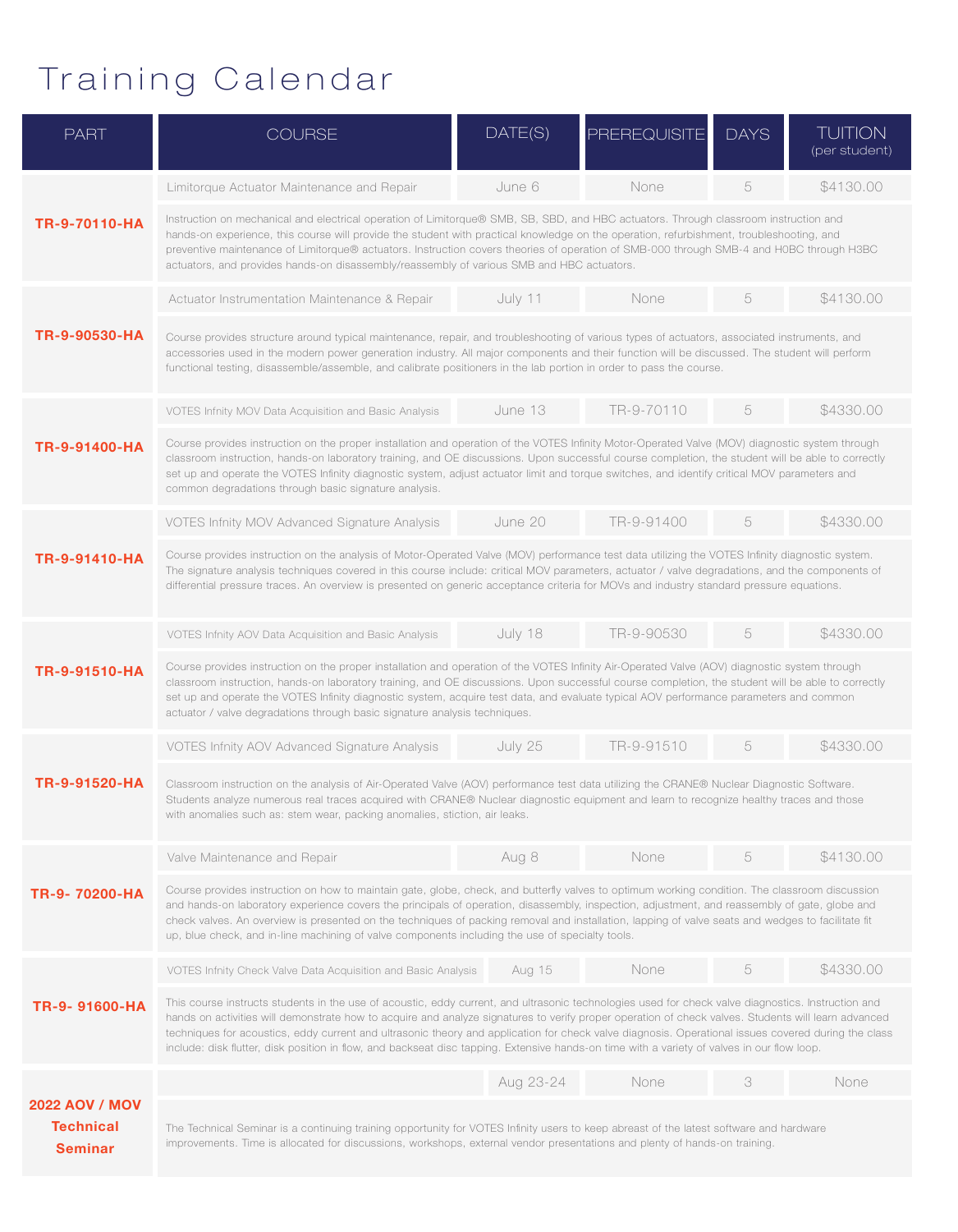# Training Calendar

| PART | COURSE | DATE(S) | PREREQUISITE | DAYS | TUITION (per student) |
|---|---|---|---|---|---|
| **TR-9-70110-HA** | Limitorque Actuator Maintenance and Repair | June 6 | None | 5 | $4130.00 |
| | Instruction on mechanical and electrical operation of Limitorque® SMB, SB, SBD, and HBC actuators. Through classroom instruction and hands-on experience, this course will provide the student with practical knowledge on the operation, refurbishment, troubleshooting, and preventive maintenance of Limitorque® actuators. Instruction covers theories of operation of SMB-000 through SMB-4 and H0BC through H3BC actuators, and provides hands-on disassembly/reassembly of various SMB and HBC actuators. | | | | |
| **TR-9-90530-HA** | Actuator Instrumentation Maintenance & Repair | July 11 | None | 5 | $4130.00 |
| | Course provides structure around typical maintenance, repair, and troubleshooting of various types of actuators, associated instruments, and accessories used in the modern power generation industry. All major components and their function will be discussed. The student will perform functional testing, disassemble/assemble, and calibrate positioners in the lab portion in order to pass the course. | | | | |
| **TR-9-91400-HA** | VOTES Infnity MOV Data Acquisition and Basic Analysis | June 13 | TR-9-70110 | 5 | $4330.00 |
| | Course provides instruction on the proper installation and operation of the VOTES Infinity Motor-Operated Valve (MOV) diagnostic system through classroom instruction, hands-on laboratory training, and OE discussions. Upon successful course completion, the student will be able to correctly set up and operate the VOTES Infinity diagnostic system, adjust actuator limit and torque switches, and identify critical MOV parameters and common degradations through basic signature analysis. | | | | |
| **TR-9-91410-HA** | VOTES Infnity MOV Advanced Signature Analysis | June 20 | TR-9-91400 | 5 | $4330.00 |
| | Course provides instruction on the analysis of Motor-Operated Valve (MOV) performance test data utilizing the VOTES Infinity diagnostic system. The signature analysis techniques covered in this course include: critical MOV parameters, actuator / valve degradations, and the components of differential pressure traces. An overview is presented on generic acceptance criteria for MOVs and industry standard pressure equations. | | | | |
| **TR-9-91510-HA** | VOTES Infnity AOV Data Acquisition and Basic Analysis | July 18 | TR-9-90530 | 5 | $4330.00 |
| | Course provides instruction on the proper installation and operation of the VOTES Infinity Air-Operated Valve (AOV) diagnostic system through classroom instruction, hands-on laboratory training, and OE discussions. Upon successful course completion, the student will be able to correctly set up and operate the VOTES Infinity diagnostic system, acquire test data, and evaluate typical AOV performance parameters and common actuator / valve degradations through basic signature analysis techniques. | | | | |
| **TR-9-91520-HA** | VOTES Infnity AOV Advanced Signature Analysis | July 25 | TR-9-91510 | 5 | $4330.00 |
| | Classroom instruction on the analysis of Air-Operated Valve (AOV) performance test data utilizing the CRANE® Nuclear Diagnostic Software. Students analyze numerous real traces acquired with CRANE® Nuclear diagnostic equipment and learn to recognize healthy traces and those with anomalies such as: stem wear, packing anomalies, stiction, air leaks. | | | | |
| **TR-9- 70200-HA** | Valve Maintenance and Repair | Aug 8 | None | 5 | $4130.00 |
| | Course provides instruction on how to maintain gate, globe, check, and butterfly valves to optimum working condition. The classroom discussion and hands-on laboratory experience covers the principals of operation, disassembly, inspection, adjustment, and reassembly of gate, globe and check valves. An overview is presented on the techniques of packing removal and installation, lapping of valve seats and wedges to facilitate fit up, blue check, and in-line machining of valve components including the use of specialty tools. | | | | |
| **TR-9- 91600-HA** | VOTES Infnity Check Valve Data Acquisition and Basic Analysis | Aug 15 | None | 5 | $4330.00 |
| | This course instructs students in the use of acoustic, eddy current, and ultrasonic technologies used for check valve diagnostics. Instruction and hands on activities will demonstrate how to acquire and analyze signatures to verify proper operation of check valves. Students will learn advanced techniques for acoustics, eddy current and ultrasonic theory and application for check valve diagnosis. Operational issues covered during the class include: disk flutter, disk position in flow, and backseat disc tapping. Extensive hands-on time with a variety of valves in our flow loop. | | | | |
| **2022 AOV / MOV Technical Seminar** | | Aug 23-24 | None | 3 | None |
| | The Technical Seminar is a continuing training opportunity for VOTES Infinity users to keep abreast of the latest software and hardware improvements. Time is allocated for discussions, workshops, external vendor presentations and plenty of hands-on training. | | | | |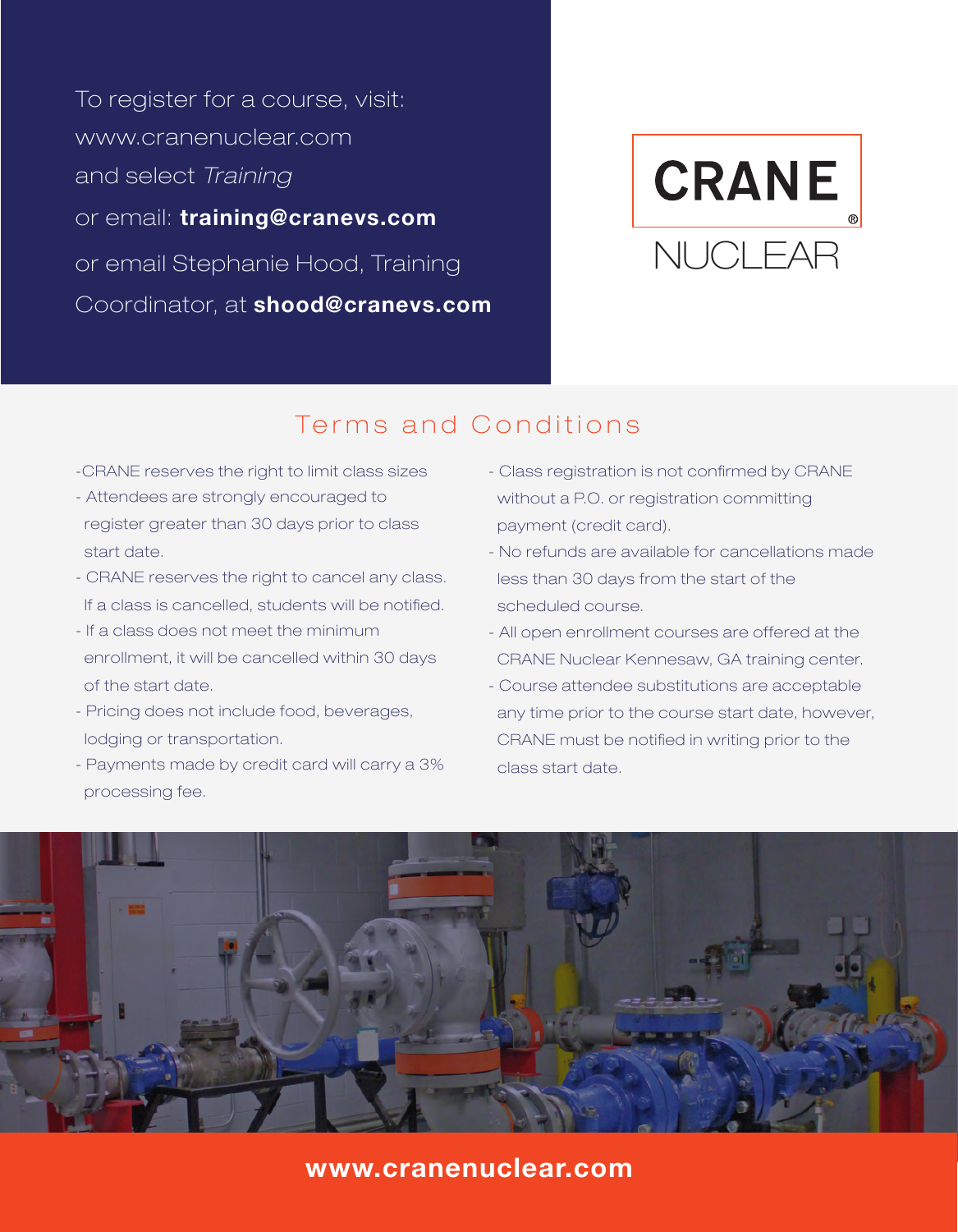To register for a course, visit:
www.cranenuclear.com
and select *Training*
or email: **training@cranevs.com**
or email Stephanie Hood, Training Coordinator, at **shood@cranevs.com**

CRANE®
NUCLEAR

## Terms and Conditions

- CRANE reserves the right to limit class sizes
- Attendees are strongly encouraged to register greater than 30 days prior to class start date.
- CRANE reserves the right to cancel any class. If a class is cancelled, students will be notified.
- If a class does not meet the minimum enrollment, it will be cancelled within 30 days of the start date.
- Pricing does not include food, beverages, lodging or transportation.
- Payments made by credit card will carry a 3% processing fee.
- Class registration is not confirmed by CRANE without a P.O. or registration committing payment (credit card).
- No refunds are available for cancellations made less than 30 days from the start of the scheduled course.
- All open enrollment courses are offered at the CRANE Nuclear Kennesaw, GA training center.
- Course attendee substitutions are acceptable any time prior to the course start date, however, CRANE must be notified in writing prior to the class start date.

**www.cranenuclear.com**